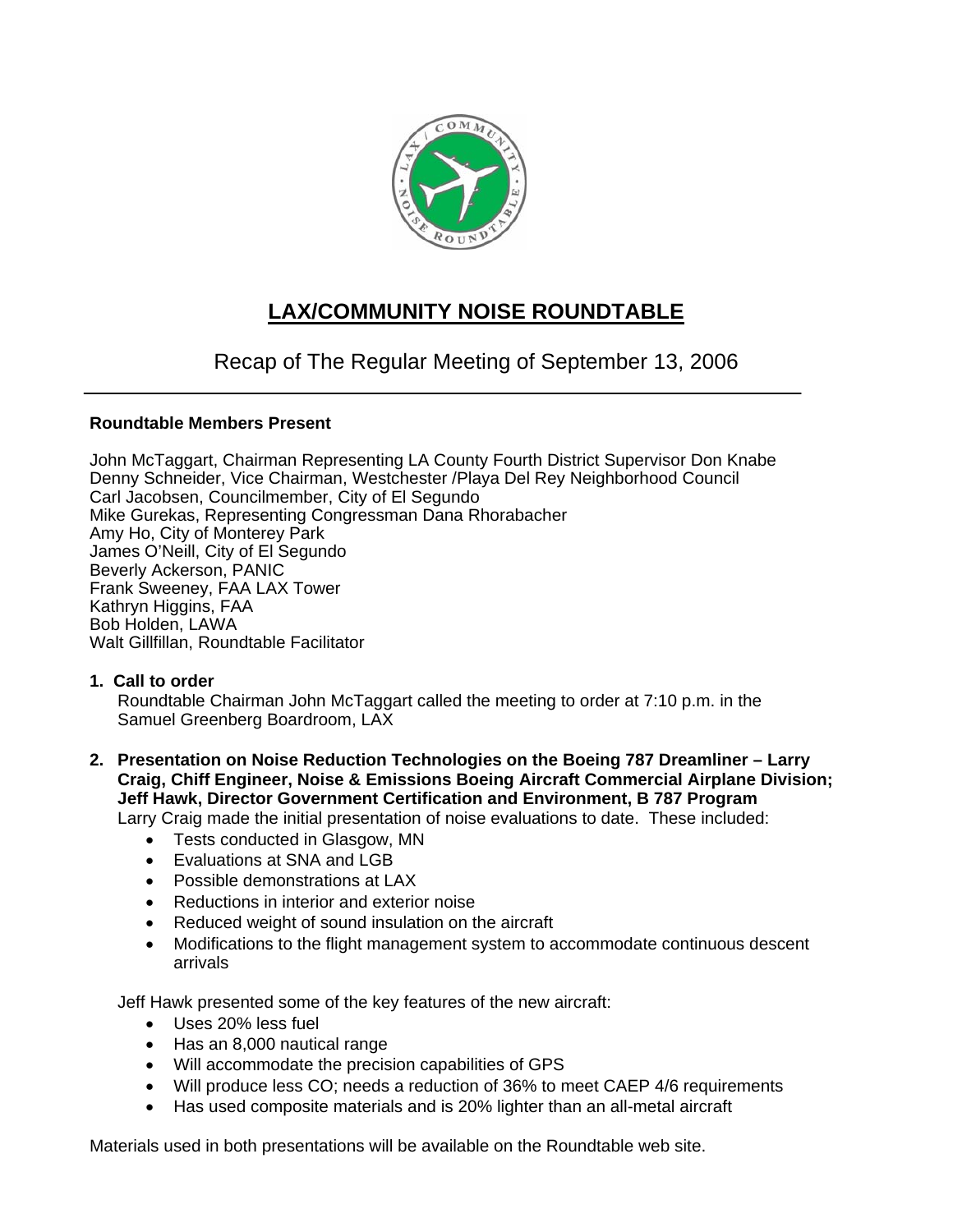# LAX/COMMUNITY NOISE ROUNDTABLE

## Recap of The Regular Meeting of September 13, 2006

**Roundtable Members Present**

John McTaggart, Chairman Representing LA County Fourth District Supervisor Don Knabe
Denny Schneider, Vice Chairman, Westchester /Playa Del Rey Neighborhood Council
Carl Jacobsen, Councilmember, City of El Segundo
Mike Gurekas, Representing Congressman Dana Rhorabacher
Amy Ho, City of Monterey Park
James O'Neill, City of El Segundo
Beverly Ackerson, PANIC
Frank Sweeney, FAA LAX Tower
Kathryn Higgins, FAA
Bob Holden, LAWA
Walt Gillfillan, Roundtable Facilitator

**1. Call to order**

Roundtable Chairman John McTaggart called the meeting to order at 7:10 p.m. in the Samuel Greenberg Boardroom, LAX

**2. Presentation on Noise Reduction Technologies on the Boeing 787 Dreamliner – Larry Craig, Chiff Engineer, Noise & Emissions Boeing Aircraft Commercial Airplane Division; Jeff Hawk, Director Government Certification and Environment, B 787 Program**

Larry Craig made the initial presentation of noise evaluations to date. These included:

- Tests conducted in Glasgow, MN
- Evaluations at SNA and LGB
- Possible demonstrations at LAX
- Reductions in interior and exterior noise
- Reduced weight of sound insulation on the aircraft
- Modifications to the flight management system to accommodate continuous descent arrivals

Jeff Hawk presented some of the key features of the new aircraft:

- Uses 20% less fuel
- Has an 8,000 nautical range
- Will accommodate the precision capabilities of GPS
- Will produce less CO; needs a reduction of 36% to meet CAEP 4/6 requirements
- Has used composite materials and is 20% lighter than an all-metal aircraft

Materials used in both presentations will be available on the Roundtable web site.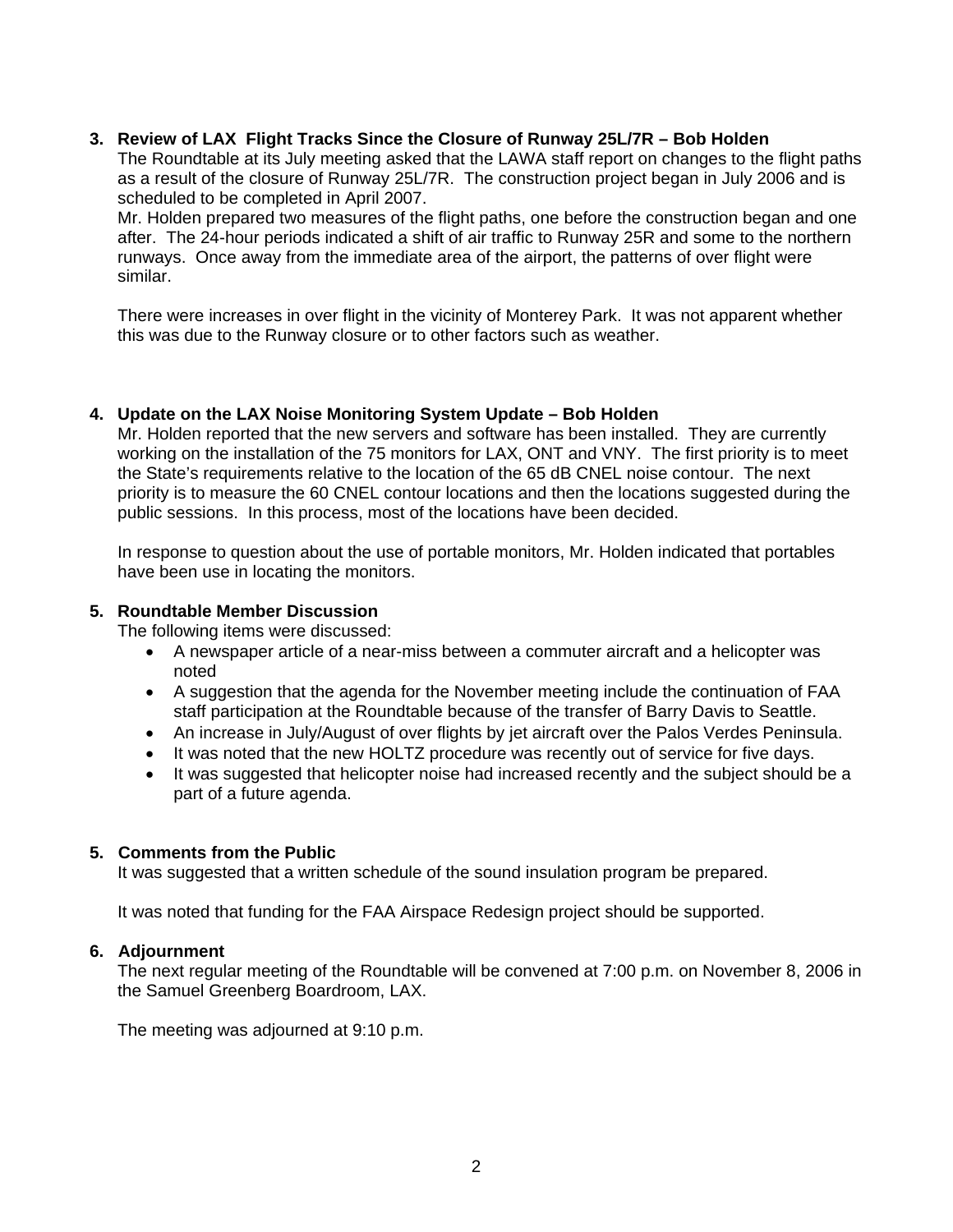3. **Review of LAX Flight Tracks Since the Closure of Runway 25L/7R – Bob Holden**

   The Roundtable at its July meeting asked that the LAWA staff report on changes to the flight paths as a result of the closure of Runway 25L/7R. The construction project began in July 2006 and is scheduled to be completed in April 2007.

   Mr. Holden prepared two measures of the flight paths, one before the construction began and one after. The 24-hour periods indicated a shift of air traffic to Runway 25R and some to the northern runways. Once away from the immediate area of the airport, the patterns of over flight were similar.

   There were increases in over flight in the vicinity of Monterey Park. It was not apparent whether this was due to the Runway closure or to other factors such as weather.

4. **Update on the LAX Noise Monitoring System Update – Bob Holden**

   Mr. Holden reported that the new servers and software has been installed. They are currently working on the installation of the 75 monitors for LAX, ONT and VNY. The first priority is to meet the State's requirements relative to the location of the 65 dB CNEL noise contour. The next priority is to measure the 60 CNEL contour locations and then the locations suggested during the public sessions. In this process, most of the locations have been decided.

   In response to question about the use of portable monitors, Mr. Holden indicated that portables have been use in locating the monitors.

5. **Roundtable Member Discussion**

   The following items were discussed:

   - A newspaper article of a near-miss between a commuter aircraft and a helicopter was noted
   - A suggestion that the agenda for the November meeting include the continuation of FAA staff participation at the Roundtable because of the transfer of Barry Davis to Seattle.
   - An increase in July/August of over flights by jet aircraft over the Palos Verdes Peninsula.
   - It was noted that the new HOLTZ procedure was recently out of service for five days.
   - It was suggested that helicopter noise had increased recently and the subject should be a part of a future agenda.

5. **Comments from the Public**

   It was suggested that a written schedule of the sound insulation program be prepared.

   It was noted that funding for the FAA Airspace Redesign project should be supported.

6. **Adjournment**

   The next regular meeting of the Roundtable will be convened at 7:00 p.m. on November 8, 2006 in the Samuel Greenberg Boardroom, LAX.

   The meeting was adjourned at 9:10 p.m.